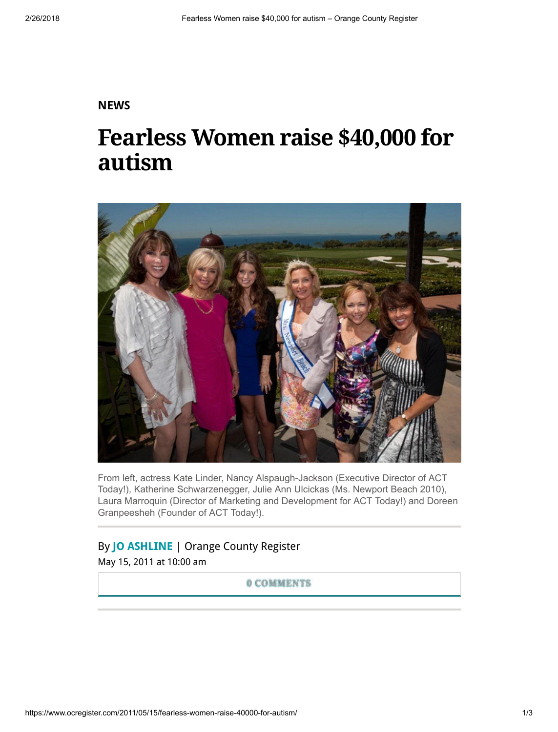NEWS

# Fearless Women raise $40,000 for autism

From left, actress Kate Linder, Nancy Alspaugh-Jackson (Executive Director of ACT Today!), Katherine Schwarzenegger, Julie Ann Ulcickas (Ms. Newport Beach 2010), Laura Marroquin (Director of Marketing and Development for ACT Today!) and Doreen Granpeesheh (Founder of ACT Today!).

By **JO ASHLINE** | Orange County Register

May 15, 2011 at 10:00 am

0 COMMENTS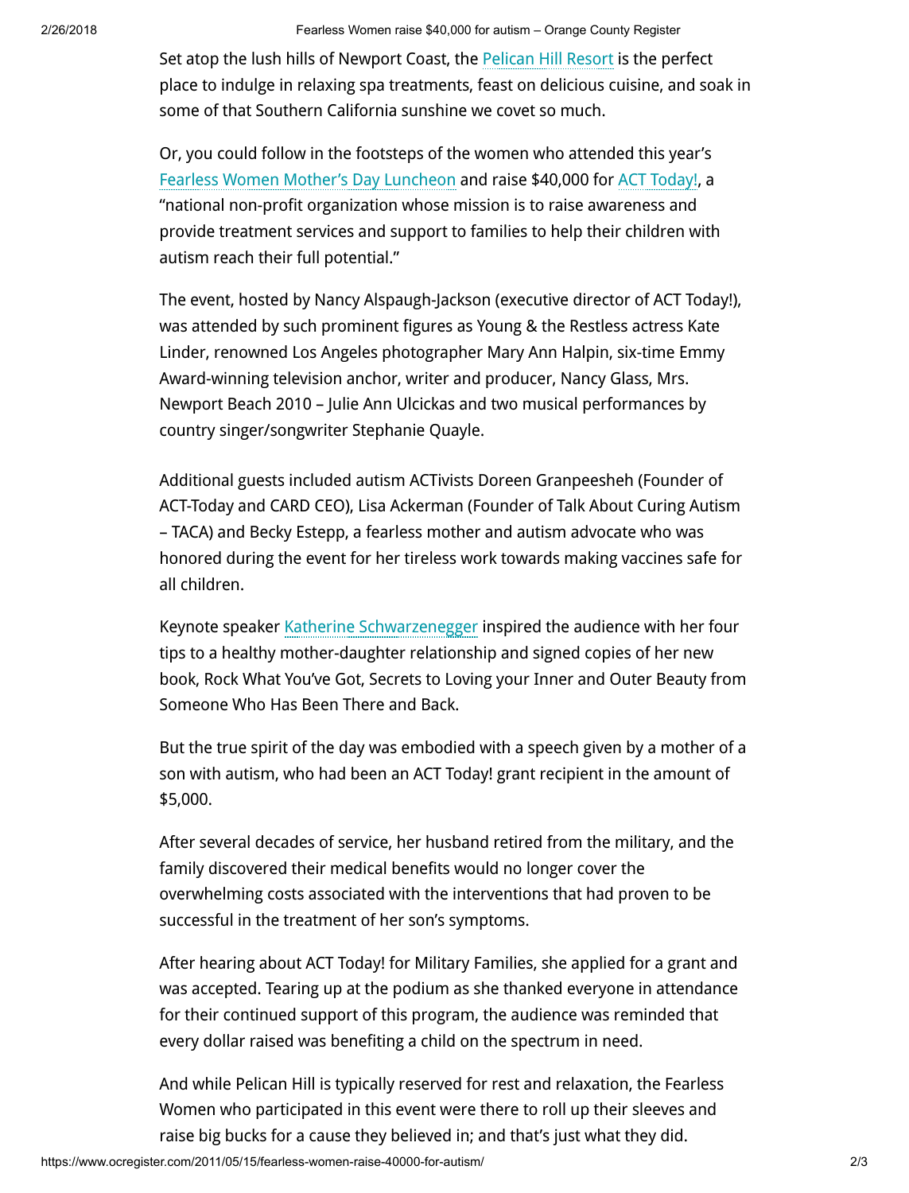Set atop the lush hills of Newport Coast, the Pelican Hill Resort is the perfect place to indulge in relaxing spa treatments, feast on delicious cuisine, and soak in some of that Southern California sunshine we covet so much.

Or, you could follow in the footsteps of the women who attended this year's Fearless Women Mother's Day Luncheon and raise $40,000 for ACT Today!, a "national non-profit organization whose mission is to raise awareness and provide treatment services and support to families to help their children with autism reach their full potential."

The event, hosted by Nancy Alspaugh-Jackson (executive director of ACT Today!), was attended by such prominent figures as Young & the Restless actress Kate Linder, renowned Los Angeles photographer Mary Ann Halpin, six-time Emmy Award-winning television anchor, writer and producer, Nancy Glass, Mrs. Newport Beach 2010 – Julie Ann Ulcickas and two musical performances by country singer/songwriter Stephanie Quayle.

Additional guests included autism ACTivists Doreen Granpeesheh (Founder of ACT-Today and CARD CEO), Lisa Ackerman (Founder of Talk About Curing Autism – TACA) and Becky Estepp, a fearless mother and autism advocate who was honored during the event for her tireless work towards making vaccines safe for all children.

Keynote speaker Katherine Schwarzenegger inspired the audience with her four tips to a healthy mother-daughter relationship and signed copies of her new book, Rock What You've Got, Secrets to Loving your Inner and Outer Beauty from Someone Who Has Been There and Back.

But the true spirit of the day was embodied with a speech given by a mother of a son with autism, who had been an ACT Today! grant recipient in the amount of $5,000.

After several decades of service, her husband retired from the military, and the family discovered their medical benefits would no longer cover the overwhelming costs associated with the interventions that had proven to be successful in the treatment of her son's symptoms.

After hearing about ACT Today! for Military Families, she applied for a grant and was accepted. Tearing up at the podium as she thanked everyone in attendance for their continued support of this program, the audience was reminded that every dollar raised was benefiting a child on the spectrum in need.

And while Pelican Hill is typically reserved for rest and relaxation, the Fearless Women who participated in this event were there to roll up their sleeves and raise big bucks for a cause they believed in; and that's just what they did.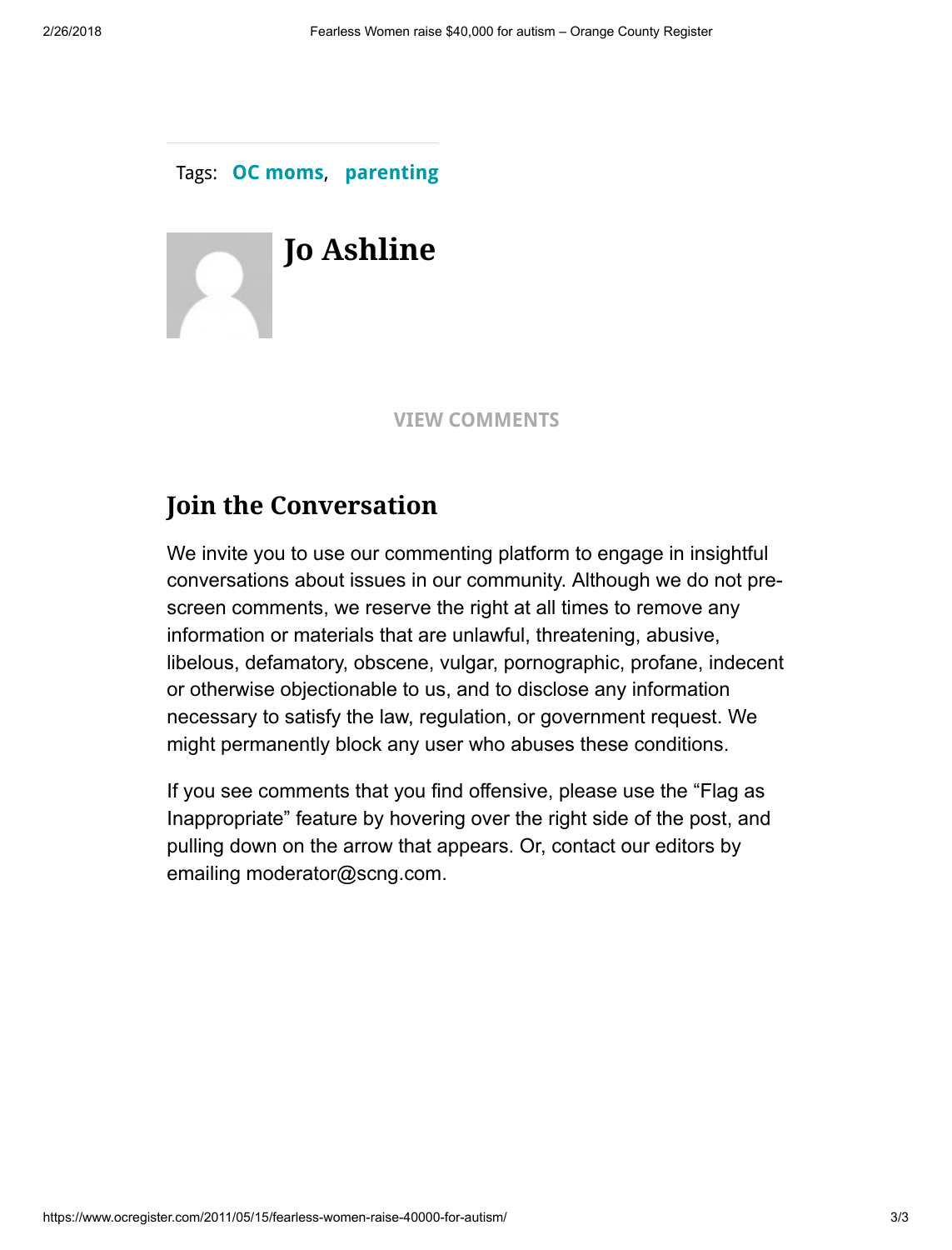Tags: **OC moms**, **parenting**

## Jo Ashline

VIEW COMMENTS

## Join the Conversation

We invite you to use our commenting platform to engage in insightful conversations about issues in our community. Although we do not pre-screen comments, we reserve the right at all times to remove any information or materials that are unlawful, threatening, abusive, libelous, defamatory, obscene, vulgar, pornographic, profane, indecent or otherwise objectionable to us, and to disclose any information necessary to satisfy the law, regulation, or government request. We might permanently block any user who abuses these conditions.

If you see comments that you find offensive, please use the "Flag as Inappropriate" feature by hovering over the right side of the post, and pulling down on the arrow that appears. Or, contact our editors by emailing moderator@scng.com.